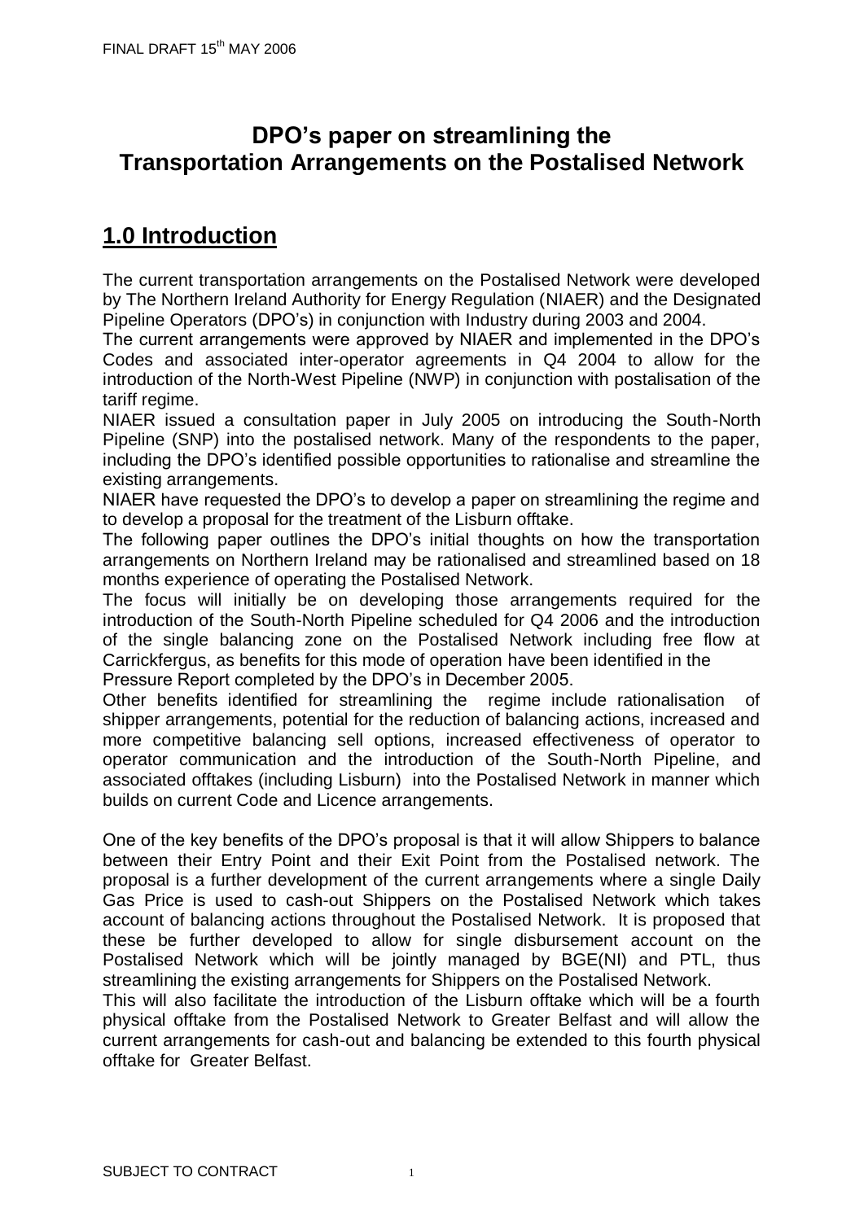# DPO's paper on streamlining the Transportation Arrangements on the Postalised Network

## 1.0 Introduction

The current transportation arrangements on the Postalised Network were developed by The Northern Ireland Authority for Energy Regulation (NIAER) and the Designated Pipeline Operators (DPO's) in conjunction with Industry during 2003 and 2004.

The current arrangements were approved by NIAER and implemented in the DPO's Codes and associated inter-operator agreements in Q4 2004 to allow for the introduction of the North-West Pipeline (NWP) in conjunction with postalisation of the tariff regime.

NIAER issued a consultation paper in July 2005 on introducing the South-North Pipeline (SNP) into the postalised network. Many of the respondents to the paper, including the DPO's identified possible opportunities to rationalise and streamline the existing arrangements.

NIAER have requested the DPO's to develop a paper on streamlining the regime and to develop a proposal for the treatment of the Lisburn offtake.

The following paper outlines the DPO's initial thoughts on how the transportation arrangements on Northern Ireland may be rationalised and streamlined based on 18 months experience of operating the Postalised Network.

The focus will initially be on developing those arrangements required for the introduction of the South-North Pipeline scheduled for Q4 2006 and the introduction of the single balancing zone on the Postalised Network including free flow at Carrickfergus, as benefits for this mode of operation have been identified in the Pressure Report completed by the DPO's in December 2005.

Other benefits identified for streamlining the regime include rationalisation of shipper arrangements, potential for the reduction of balancing actions, increased and more competitive balancing sell options, increased effectiveness of operator to operator communication and the introduction of the South-North Pipeline, and associated offtakes (including Lisburn) into the Postalised Network in manner which builds on current Code and Licence arrangements.

One of the key benefits of the DPO's proposal is that it will allow Shippers to balance between their Entry Point and their Exit Point from the Postalised network. The proposal is a further development of the current arrangements where a single Daily Gas Price is used to cash-out Shippers on the Postalised Network which takes account of balancing actions throughout the Postalised Network. It is proposed that these be further developed to allow for single disbursement account on the Postalised Network which will be jointly managed by BGE(NI) and PTL, thus streamlining the existing arrangements for Shippers on the Postalised Network.

This will also facilitate the introduction of the Lisburn offtake which will be a fourth physical offtake from the Postalised Network to Greater Belfast and will allow the current arrangements for cash-out and balancing be extended to this fourth physical offtake for Greater Belfast.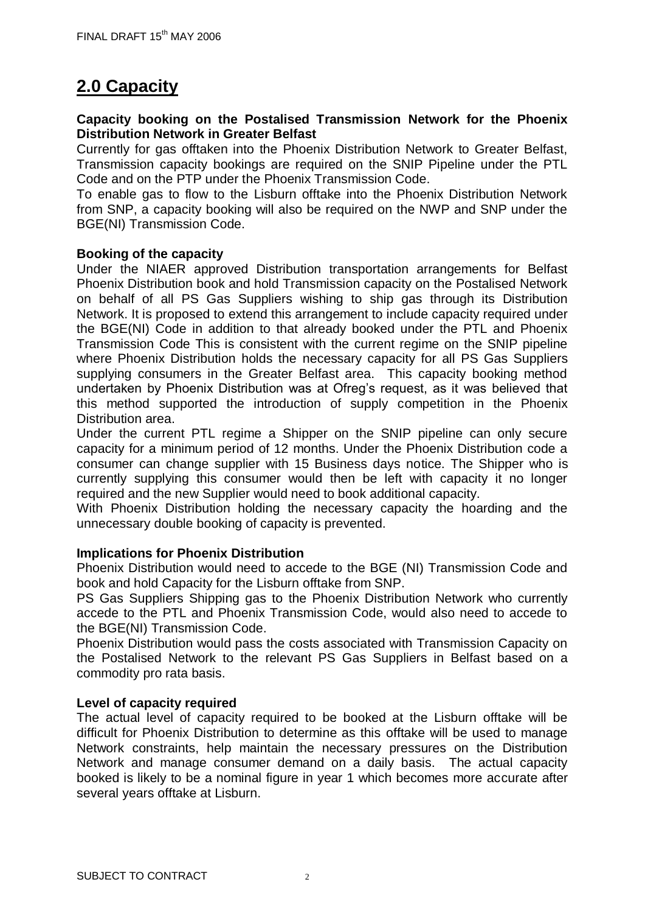## 2.0 Capacity

**Capacity booking on the Postalised Transmission Network for the Phoenix Distribution Network in Greater Belfast**

Currently for gas offtaken into the Phoenix Distribution Network to Greater Belfast, Transmission capacity bookings are required on the SNIP Pipeline under the PTL Code and on the PTP under the Phoenix Transmission Code.

To enable gas to flow to the Lisburn offtake into the Phoenix Distribution Network from SNP, a capacity booking will also be required on the NWP and SNP under the BGE(NI) Transmission Code.

**Booking of the capacity**

Under the NIAER approved Distribution transportation arrangements for Belfast Phoenix Distribution book and hold Transmission capacity on the Postalised Network on behalf of all PS Gas Suppliers wishing to ship gas through its Distribution Network. It is proposed to extend this arrangement to include capacity required under the BGE(NI) Code in addition to that already booked under the PTL and Phoenix Transmission Code This is consistent with the current regime on the SNIP pipeline where Phoenix Distribution holds the necessary capacity for all PS Gas Suppliers supplying consumers in the Greater Belfast area. This capacity booking method undertaken by Phoenix Distribution was at Ofreg's request, as it was believed that this method supported the introduction of supply competition in the Phoenix Distribution area.

Under the current PTL regime a Shipper on the SNIP pipeline can only secure capacity for a minimum period of 12 months. Under the Phoenix Distribution code a consumer can change supplier with 15 Business days notice. The Shipper who is currently supplying this consumer would then be left with capacity it no longer required and the new Supplier would need to book additional capacity.

With Phoenix Distribution holding the necessary capacity the hoarding and the unnecessary double booking of capacity is prevented.

**Implications for Phoenix Distribution**

Phoenix Distribution would need to accede to the BGE (NI) Transmission Code and book and hold Capacity for the Lisburn offtake from SNP.

PS Gas Suppliers Shipping gas to the Phoenix Distribution Network who currently accede to the PTL and Phoenix Transmission Code, would also need to accede to the BGE(NI) Transmission Code.

Phoenix Distribution would pass the costs associated with Transmission Capacity on the Postalised Network to the relevant PS Gas Suppliers in Belfast based on a commodity pro rata basis.

**Level of capacity required**

The actual level of capacity required to be booked at the Lisburn offtake will be difficult for Phoenix Distribution to determine as this offtake will be used to manage Network constraints, help maintain the necessary pressures on the Distribution Network and manage consumer demand on a daily basis. The actual capacity booked is likely to be a nominal figure in year 1 which becomes more accurate after several years offtake at Lisburn.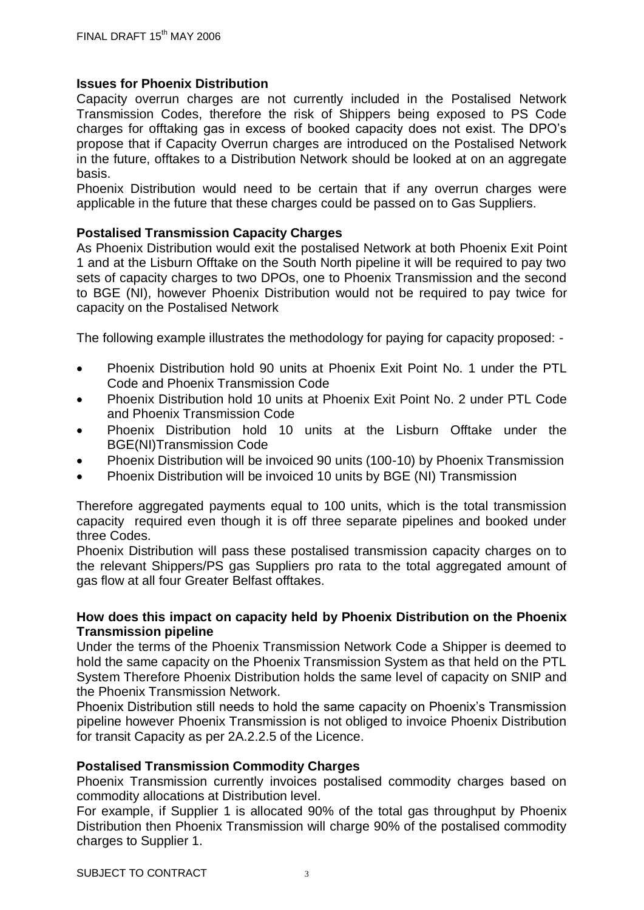**Issues for Phoenix Distribution**

Capacity overrun charges are not currently included in the Postalised Network Transmission Codes, therefore the risk of Shippers being exposed to PS Code charges for offtaking gas in excess of booked capacity does not exist. The DPO's propose that if Capacity Overrun charges are introduced on the Postalised Network in the future, offtakes to a Distribution Network should be looked at on an aggregate basis.

Phoenix Distribution would need to be certain that if any overrun charges were applicable in the future that these charges could be passed on to Gas Suppliers.

**Postalised Transmission Capacity Charges**

As Phoenix Distribution would exit the postalised Network at both Phoenix Exit Point 1 and at the Lisburn Offtake on the South North pipeline it will be required to pay two sets of capacity charges to two DPOs, one to Phoenix Transmission and the second to BGE (NI), however Phoenix Distribution would not be required to pay twice for capacity on the Postalised Network

The following example illustrates the methodology for paying for capacity proposed: -

- Phoenix Distribution hold 90 units at Phoenix Exit Point No. 1 under the PTL Code and Phoenix Transmission Code
- Phoenix Distribution hold 10 units at Phoenix Exit Point No. 2 under PTL Code and Phoenix Transmission Code
- Phoenix Distribution hold 10 units at the Lisburn Offtake under the BGE(NI)Transmission Code
- Phoenix Distribution will be invoiced 90 units (100-10) by Phoenix Transmission
- Phoenix Distribution will be invoiced 10 units by BGE (NI) Transmission

Therefore aggregated payments equal to 100 units, which is the total transmission capacity required even though it is off three separate pipelines and booked under three Codes.

Phoenix Distribution will pass these postalised transmission capacity charges on to the relevant Shippers/PS gas Suppliers pro rata to the total aggregated amount of gas flow at all four Greater Belfast offtakes.

**How does this impact on capacity held by Phoenix Distribution on the Phoenix Transmission pipeline**

Under the terms of the Phoenix Transmission Network Code a Shipper is deemed to hold the same capacity on the Phoenix Transmission System as that held on the PTL System Therefore Phoenix Distribution holds the same level of capacity on SNIP and the Phoenix Transmission Network.

Phoenix Distribution still needs to hold the same capacity on Phoenix's Transmission pipeline however Phoenix Transmission is not obliged to invoice Phoenix Distribution for transit Capacity as per 2A.2.2.5 of the Licence.

**Postalised Transmission Commodity Charges**

Phoenix Transmission currently invoices postalised commodity charges based on commodity allocations at Distribution level.

For example, if Supplier 1 is allocated 90% of the total gas throughput by Phoenix Distribution then Phoenix Transmission will charge 90% of the postalised commodity charges to Supplier 1.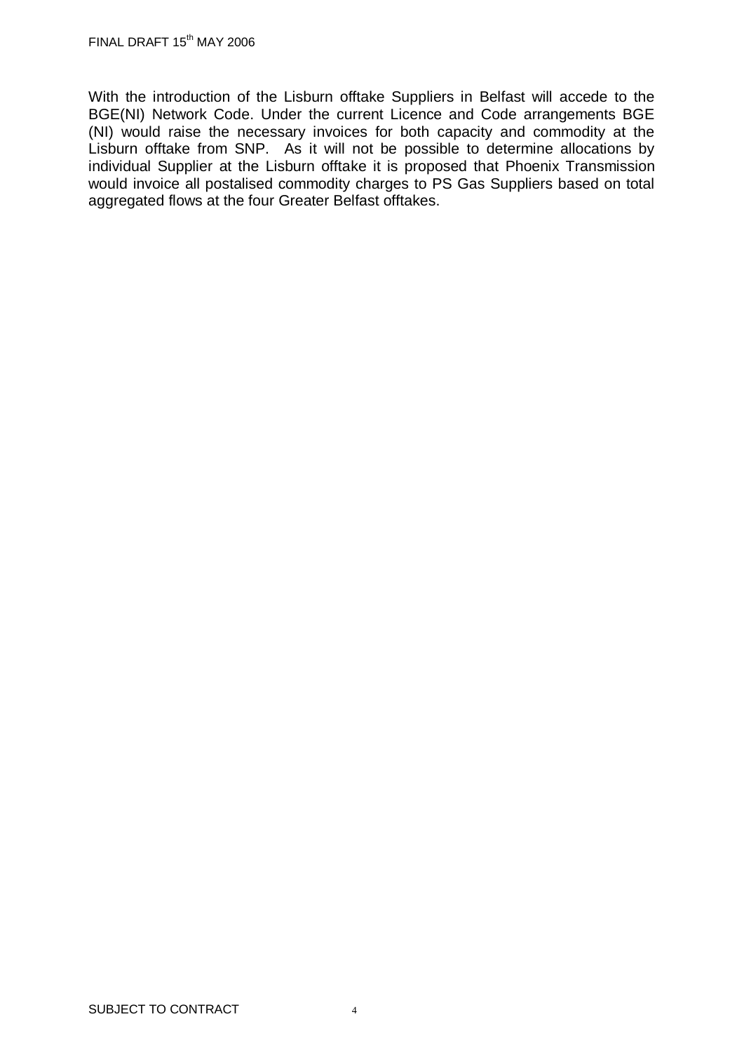With the introduction of the Lisburn offtake Suppliers in Belfast will accede to the BGE(NI) Network Code. Under the current Licence and Code arrangements BGE (NI) would raise the necessary invoices for both capacity and commodity at the Lisburn offtake from SNP. As it will not be possible to determine allocations by individual Supplier at the Lisburn offtake it is proposed that Phoenix Transmission would invoice all postalised commodity charges to PS Gas Suppliers based on total aggregated flows at the four Greater Belfast offtakes.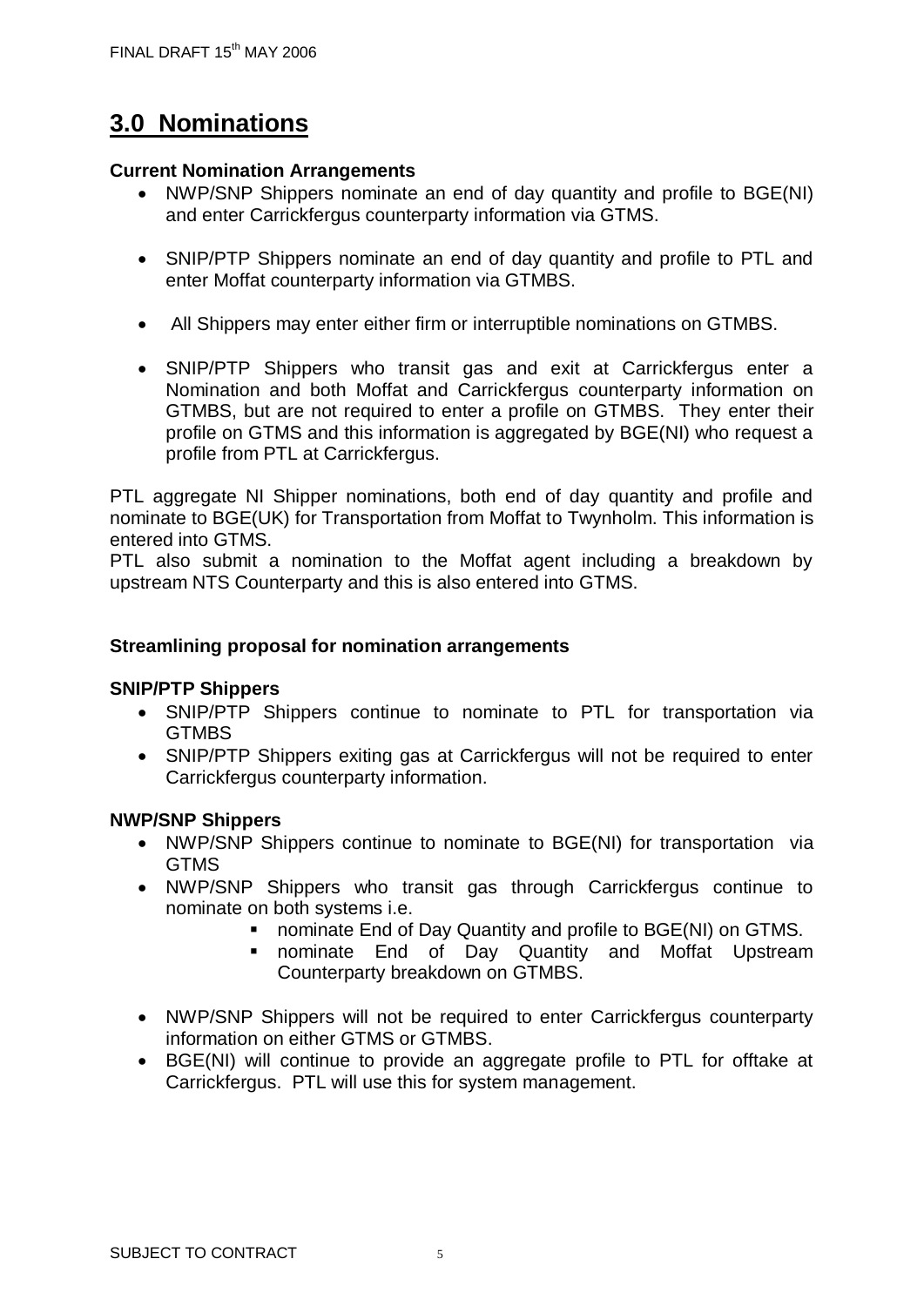# 3.0 Nominations

**Current Nomination Arrangements**

- NWP/SNP Shippers nominate an end of day quantity and profile to BGE(NI) and enter Carrickfergus counterparty information via GTMS.
- SNIP/PTP Shippers nominate an end of day quantity and profile to PTL and enter Moffat counterparty information via GTMBS.
- All Shippers may enter either firm or interruptible nominations on GTMBS.
- SNIP/PTP Shippers who transit gas and exit at Carrickfergus enter a Nomination and both Moffat and Carrickfergus counterparty information on GTMBS, but are not required to enter a profile on GTMBS. They enter their profile on GTMS and this information is aggregated by BGE(NI) who request a profile from PTL at Carrickfergus.

PTL aggregate NI Shipper nominations, both end of day quantity and profile and nominate to BGE(UK) for Transportation from Moffat to Twynholm. This information is entered into GTMS.
PTL also submit a nomination to the Moffat agent including a breakdown by upstream NTS Counterparty and this is also entered into GTMS.

**Streamlining proposal for nomination arrangements**

**SNIP/PTP Shippers**

- SNIP/PTP Shippers continue to nominate to PTL for transportation via GTMBS
- SNIP/PTP Shippers exiting gas at Carrickfergus will not be required to enter Carrickfergus counterparty information.

**NWP/SNP Shippers**

- NWP/SNP Shippers continue to nominate to BGE(NI) for transportation via GTMS
- NWP/SNP Shippers who transit gas through Carrickfergus continue to nominate on both systems i.e.
  - nominate End of Day Quantity and profile to BGE(NI) on GTMS.
  - nominate End of Day Quantity and Moffat Upstream Counterparty breakdown on GTMBS.
- NWP/SNP Shippers will not be required to enter Carrickfergus counterparty information on either GTMS or GTMBS.
- BGE(NI) will continue to provide an aggregate profile to PTL for offtake at Carrickfergus. PTL will use this for system management.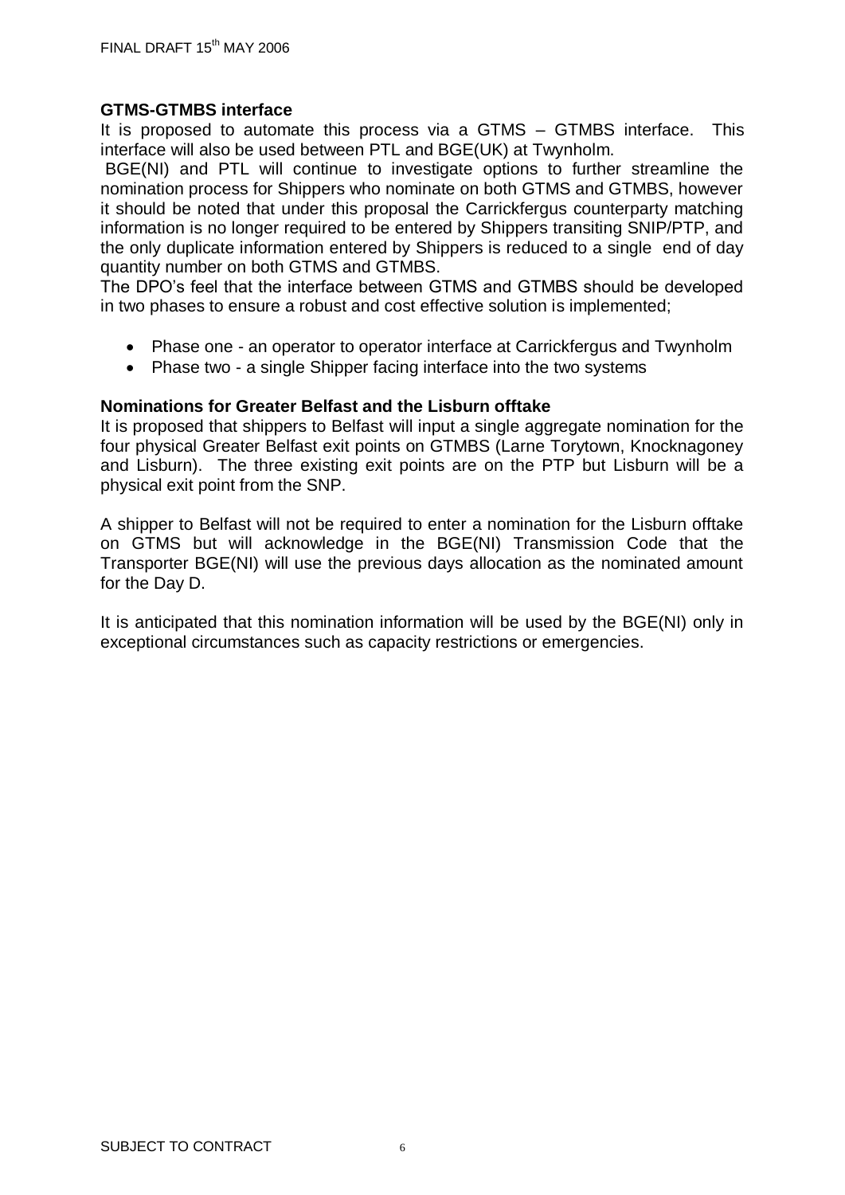**GTMS-GTMBS interface**

It is proposed to automate this process via a GTMS – GTMBS interface. This interface will also be used between PTL and BGE(UK) at Twynholm.

BGE(NI) and PTL will continue to investigate options to further streamline the nomination process for Shippers who nominate on both GTMS and GTMBS, however it should be noted that under this proposal the Carrickfergus counterparty matching information is no longer required to be entered by Shippers transiting SNIP/PTP, and the only duplicate information entered by Shippers is reduced to a single end of day quantity number on both GTMS and GTMBS.

The DPO's feel that the interface between GTMS and GTMBS should be developed in two phases to ensure a robust and cost effective solution is implemented;

- Phase one - an operator to operator interface at Carrickfergus and Twynholm
- Phase two - a single Shipper facing interface into the two systems

**Nominations for Greater Belfast and the Lisburn offtake**

It is proposed that shippers to Belfast will input a single aggregate nomination for the four physical Greater Belfast exit points on GTMBS (Larne Torytown, Knocknagoney and Lisburn). The three existing exit points are on the PTP but Lisburn will be a physical exit point from the SNP.

A shipper to Belfast will not be required to enter a nomination for the Lisburn offtake on GTMS but will acknowledge in the BGE(NI) Transmission Code that the Transporter BGE(NI) will use the previous days allocation as the nominated amount for the Day D.

It is anticipated that this nomination information will be used by the BGE(NI) only in exceptional circumstances such as capacity restrictions or emergencies.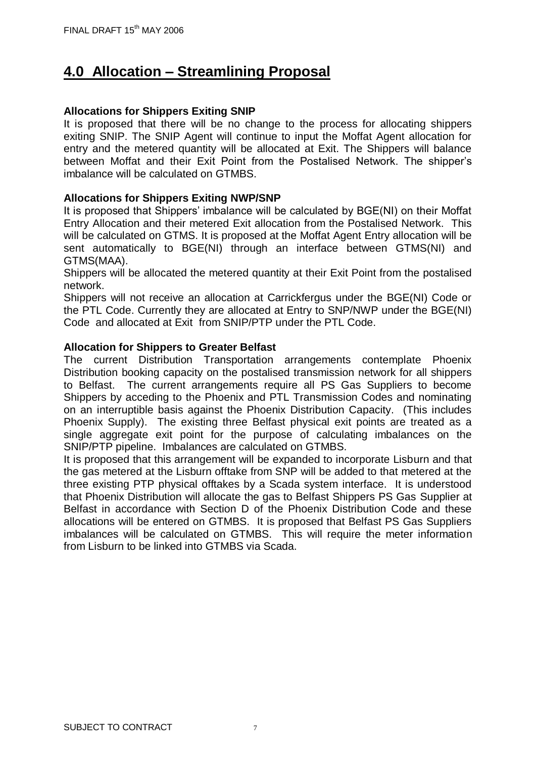# 4.0 Allocation – Streamlining Proposal

**Allocations for Shippers Exiting SNIP**

It is proposed that there will be no change to the process for allocating shippers exiting SNIP. The SNIP Agent will continue to input the Moffat Agent allocation for entry and the metered quantity will be allocated at Exit. The Shippers will balance between Moffat and their Exit Point from the Postalised Network. The shipper's imbalance will be calculated on GTMBS.

**Allocations for Shippers Exiting NWP/SNP**

It is proposed that Shippers' imbalance will be calculated by BGE(NI) on their Moffat Entry Allocation and their metered Exit allocation from the Postalised Network. This will be calculated on GTMS. It is proposed at the Moffat Agent Entry allocation will be sent automatically to BGE(NI) through an interface between GTMS(NI) and GTMS(MAA).

Shippers will be allocated the metered quantity at their Exit Point from the postalised network.

Shippers will not receive an allocation at Carrickfergus under the BGE(NI) Code or the PTL Code. Currently they are allocated at Entry to SNP/NWP under the BGE(NI) Code and allocated at Exit from SNIP/PTP under the PTL Code.

**Allocation for Shippers to Greater Belfast**

The current Distribution Transportation arrangements contemplate Phoenix Distribution booking capacity on the postalised transmission network for all shippers to Belfast. The current arrangements require all PS Gas Suppliers to become Shippers by acceding to the Phoenix and PTL Transmission Codes and nominating on an interruptible basis against the Phoenix Distribution Capacity. (This includes Phoenix Supply). The existing three Belfast physical exit points are treated as a single aggregate exit point for the purpose of calculating imbalances on the SNIP/PTP pipeline. Imbalances are calculated on GTMBS.

It is proposed that this arrangement will be expanded to incorporate Lisburn and that the gas metered at the Lisburn offtake from SNP will be added to that metered at the three existing PTP physical offtakes by a Scada system interface. It is understood that Phoenix Distribution will allocate the gas to Belfast Shippers PS Gas Supplier at Belfast in accordance with Section D of the Phoenix Distribution Code and these allocations will be entered on GTMBS. It is proposed that Belfast PS Gas Suppliers imbalances will be calculated on GTMBS. This will require the meter information from Lisburn to be linked into GTMBS via Scada.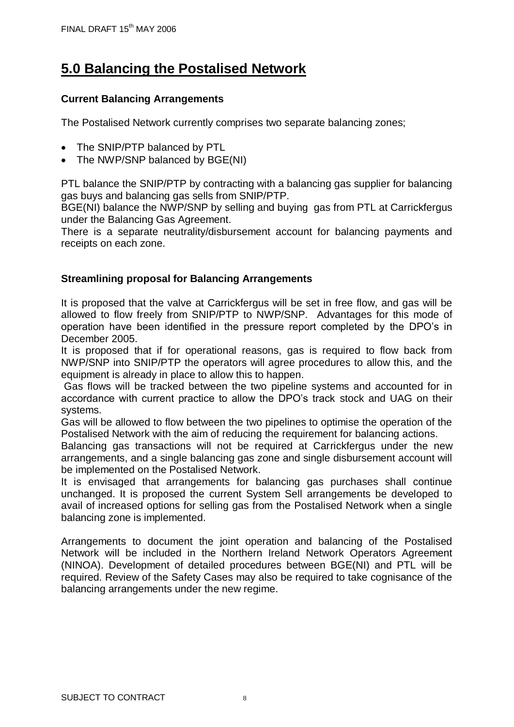# 5.0 Balancing the Postalised Network

**Current Balancing Arrangements**

The Postalised Network currently comprises two separate balancing zones;

- The SNIP/PTP balanced by PTL
- The NWP/SNP balanced by BGE(NI)

PTL balance the SNIP/PTP by contracting with a balancing gas supplier for balancing gas buys and balancing gas sells from SNIP/PTP.
BGE(NI) balance the NWP/SNP by selling and buying gas from PTL at Carrickfergus under the Balancing Gas Agreement.
There is a separate neutrality/disbursement account for balancing payments and receipts on each zone.

**Streamlining proposal for Balancing Arrangements**

It is proposed that the valve at Carrickfergus will be set in free flow, and gas will be allowed to flow freely from SNIP/PTP to NWP/SNP. Advantages for this mode of operation have been identified in the pressure report completed by the DPO's in December 2005.
It is proposed that if for operational reasons, gas is required to flow back from NWP/SNP into SNIP/PTP the operators will agree procedures to allow this, and the equipment is already in place to allow this to happen.
Gas flows will be tracked between the two pipeline systems and accounted for in accordance with current practice to allow the DPO's track stock and UAG on their systems.
Gas will be allowed to flow between the two pipelines to optimise the operation of the Postalised Network with the aim of reducing the requirement for balancing actions.
Balancing gas transactions will not be required at Carrickfergus under the new arrangements, and a single balancing gas zone and single disbursement account will be implemented on the Postalised Network.
It is envisaged that arrangements for balancing gas purchases shall continue unchanged. It is proposed the current System Sell arrangements be developed to avail of increased options for selling gas from the Postalised Network when a single balancing zone is implemented.

Arrangements to document the joint operation and balancing of the Postalised Network will be included in the Northern Ireland Network Operators Agreement (NINOA). Development of detailed procedures between BGE(NI) and PTL will be required. Review of the Safety Cases may also be required to take cognisance of the balancing arrangements under the new regime.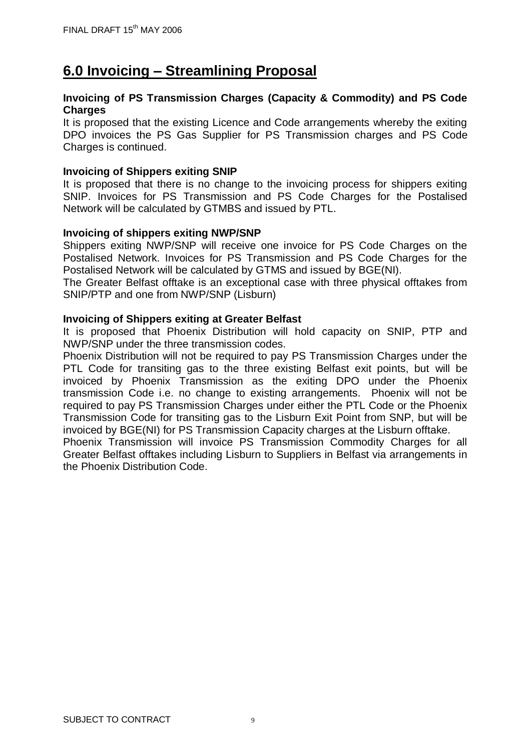# 6.0 Invoicing – Streamlining Proposal

**Invoicing of PS Transmission Charges (Capacity & Commodity) and PS Code Charges**

It is proposed that the existing Licence and Code arrangements whereby the exiting DPO invoices the PS Gas Supplier for PS Transmission charges and PS Code Charges is continued.

**Invoicing of Shippers exiting SNIP**

It is proposed that there is no change to the invoicing process for shippers exiting SNIP. Invoices for PS Transmission and PS Code Charges for the Postalised Network will be calculated by GTMBS and issued by PTL.

**Invoicing of shippers exiting NWP/SNP**

Shippers exiting NWP/SNP will receive one invoice for PS Code Charges on the Postalised Network. Invoices for PS Transmission and PS Code Charges for the Postalised Network will be calculated by GTMS and issued by BGE(NI).

The Greater Belfast offtake is an exceptional case with three physical offtakes from SNIP/PTP and one from NWP/SNP (Lisburn)

**Invoicing of Shippers exiting at Greater Belfast**

It is proposed that Phoenix Distribution will hold capacity on SNIP, PTP and NWP/SNP under the three transmission codes.

Phoenix Distribution will not be required to pay PS Transmission Charges under the PTL Code for transiting gas to the three existing Belfast exit points, but will be invoiced by Phoenix Transmission as the exiting DPO under the Phoenix transmission Code i.e. no change to existing arrangements. Phoenix will not be required to pay PS Transmission Charges under either the PTL Code or the Phoenix Transmission Code for transiting gas to the Lisburn Exit Point from SNP, but will be invoiced by BGE(NI) for PS Transmission Capacity charges at the Lisburn offtake.

Phoenix Transmission will invoice PS Transmission Commodity Charges for all Greater Belfast offtakes including Lisburn to Suppliers in Belfast via arrangements in the Phoenix Distribution Code.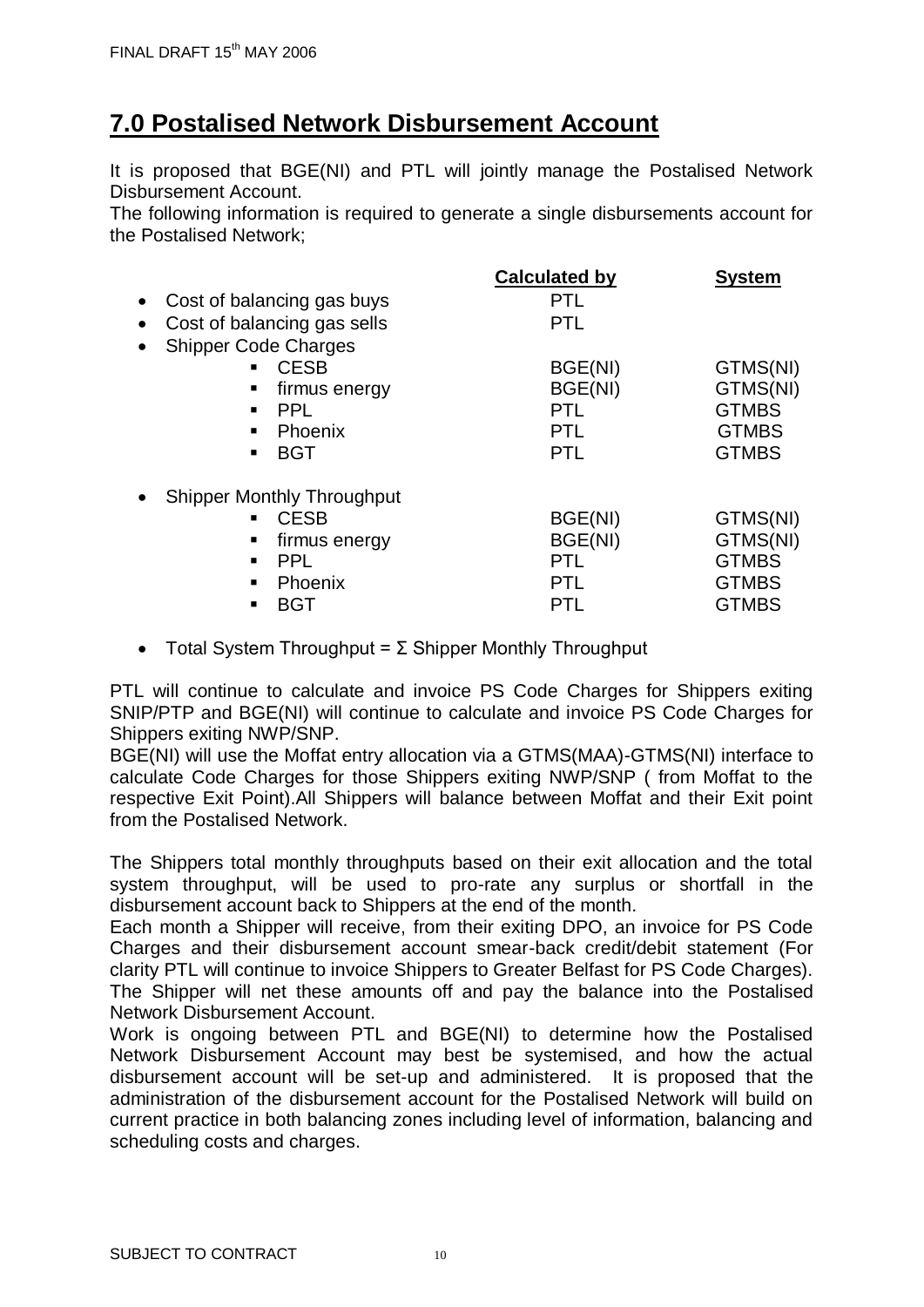# 7.0 Postalised Network Disbursement Account

It is proposed that BGE(NI) and PTL will jointly manage the Postalised Network Disbursement Account.
The following information is required to generate a single disbursements account for the Postalised Network;

| | Calculated by | System |
|---|---|---|
| • Cost of balancing gas buys | PTL | |
| • Cost of balancing gas sells | PTL | |
| • Shipper Code Charges | | |
| ▪ CESB | BGE(NI) | GTMS(NI) |
| ▪ firmus energy | BGE(NI) | GTMS(NI) |
| ▪ PPL | PTL | GTMBS |
| ▪ Phoenix | PTL | GTMBS |
| ▪ BGT | PTL | GTMBS |
| • Shipper Monthly Throughput | | |
| ▪ CESB | BGE(NI) | GTMS(NI) |
| ▪ firmus energy | BGE(NI) | GTMS(NI) |
| ▪ PPL | PTL | GTMBS |
| ▪ Phoenix | PTL | GTMBS |
| ▪ BGT | PTL | GTMBS |

- Total System Throughput = Σ Shipper Monthly Throughput

PTL will continue to calculate and invoice PS Code Charges for Shippers exiting SNIP/PTP and BGE(NI) will continue to calculate and invoice PS Code Charges for Shippers exiting NWP/SNP.
BGE(NI) will use the Moffat entry allocation via a GTMS(MAA)-GTMS(NI) interface to calculate Code Charges for those Shippers exiting NWP/SNP ( from Moffat to the respective Exit Point).All Shippers will balance between Moffat and their Exit point from the Postalised Network.

The Shippers total monthly throughputs based on their exit allocation and the total system throughput, will be used to pro-rate any surplus or shortfall in the disbursement account back to Shippers at the end of the month.
Each month a Shipper will receive, from their exiting DPO, an invoice for PS Code Charges and their disbursement account smear-back credit/debit statement (For clarity PTL will continue to invoice Shippers to Greater Belfast for PS Code Charges).
The Shipper will net these amounts off and pay the balance into the Postalised Network Disbursement Account.
Work is ongoing between PTL and BGE(NI) to determine how the Postalised Network Disbursement Account may best be systemised, and how the actual disbursement account will be set-up and administered. It is proposed that the administration of the disbursement account for the Postalised Network will build on current practice in both balancing zones including level of information, balancing and scheduling costs and charges.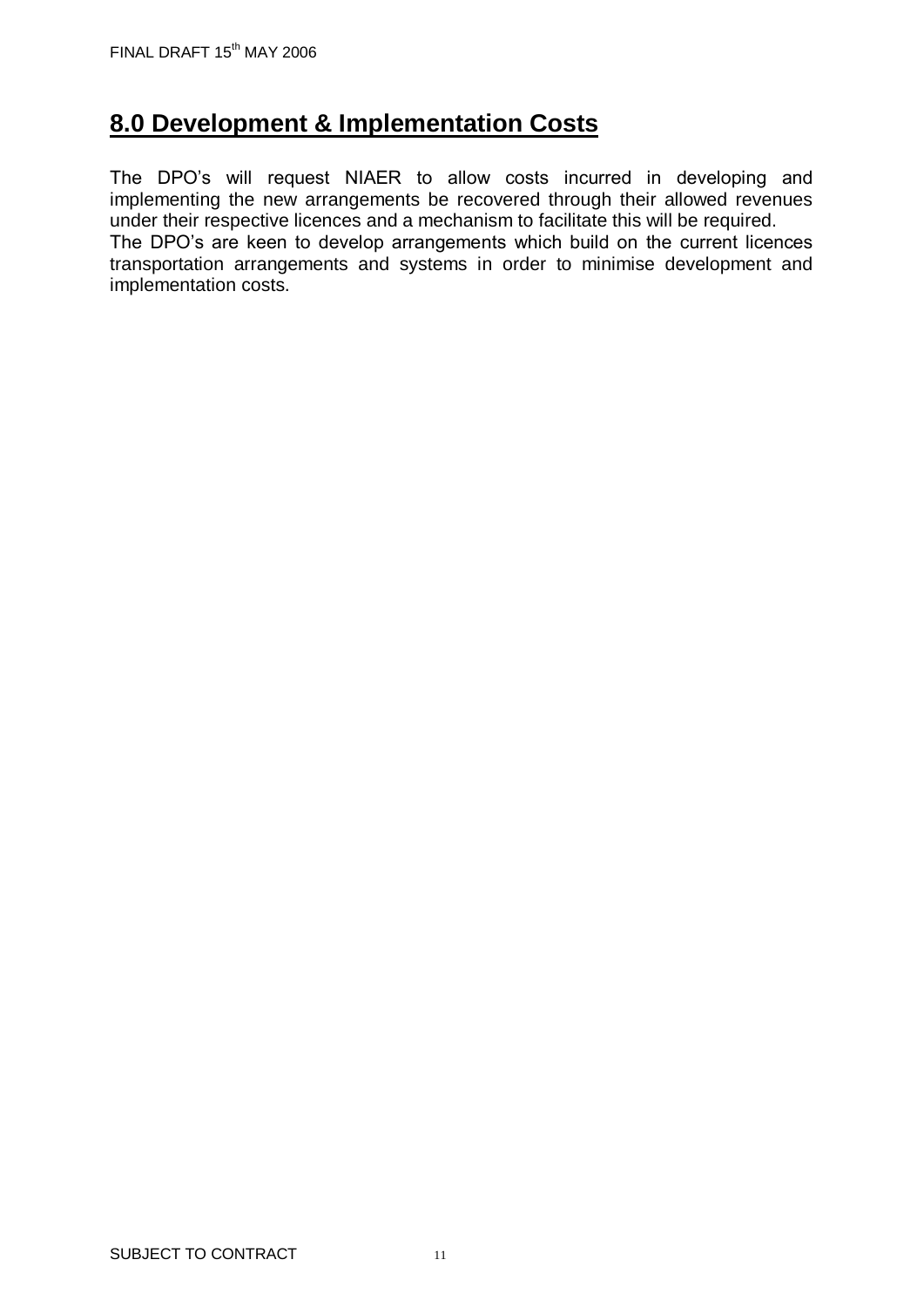## 8.0 Development & Implementation Costs

The DPO's will request NIAER to allow costs incurred in developing and implementing the new arrangements be recovered through their allowed revenues under their respective licences and a mechanism to facilitate this will be required.

The DPO's are keen to develop arrangements which build on the current licences transportation arrangements and systems in order to minimise development and implementation costs.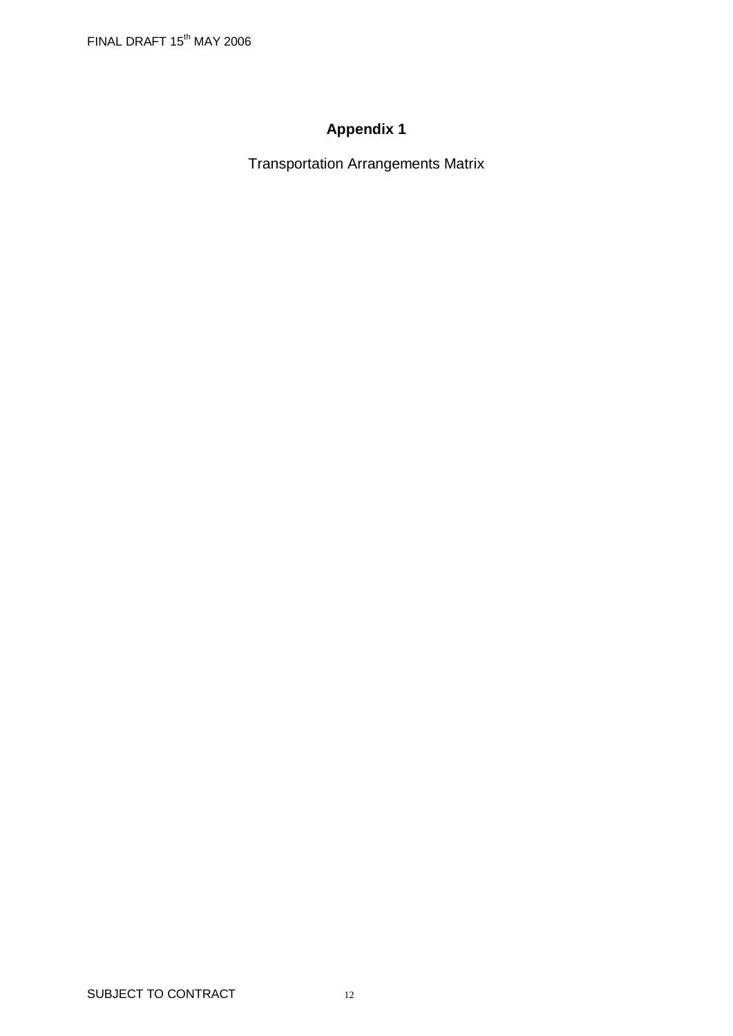# Appendix 1

Transportation Arrangements Matrix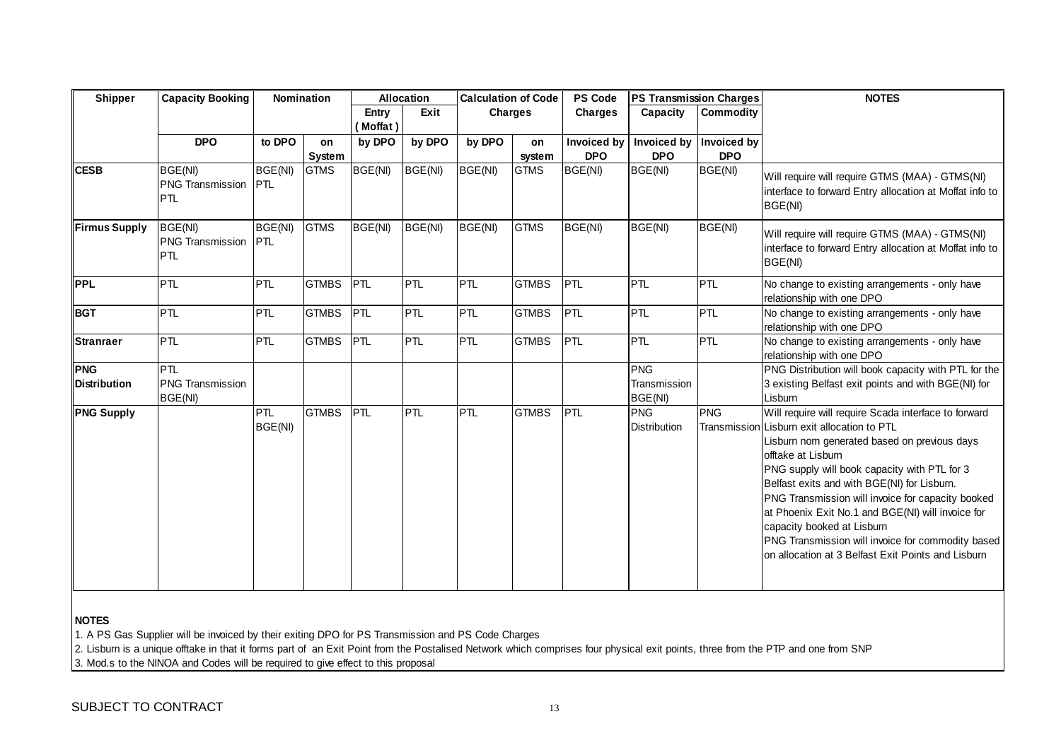| Shipper | Capacity Booking | Nomination | | Allocation | | Calculation of Code Charges | | PS Code Charges | PS Transmission Charges | | NOTES |
|---|---|---|---|---|---|---|---|---|---|---|---|
| | | | | Entry (Moffat) | Exit | | | | Capacity | Commodity | |
| | DPO | to DPO | on System | by DPO | by DPO | by DPO | on system | Invoiced by DPO | Invoiced by DPO | Invoiced by DPO | |
| **CESB** | BGE(NI) PNG Transmission PTL | BGE(NI) PTL | GTMS | BGE(NI) | BGE(NI) | BGE(NI) | GTMS | BGE(NI) | BGE(NI) | BGE(NI) | Will require will require GTMS (MAA) - GTMS(NI) interface to forward Entry allocation at Moffat info to BGE(NI) |
| **Firmus Supply** | BGE(NI) PNG Transmission PTL | BGE(NI) PTL | GTMS | BGE(NI) | BGE(NI) | BGE(NI) | GTMS | BGE(NI) | BGE(NI) | BGE(NI) | Will require will require GTMS (MAA) - GTMS(NI) interface to forward Entry allocation at Moffat info to BGE(NI) |
| **PPL** | PTL | PTL | GTMBS | PTL | PTL | PTL | GTMBS | PTL | PTL | PTL | No change to existing arrangements - only have relationship with one DPO |
| **BGT** | PTL | PTL | GTMBS | PTL | PTL | PTL | GTMBS | PTL | PTL | PTL | No change to existing arrangements - only have relationship with one DPO |
| **Stranraer** | PTL | PTL | GTMBS | PTL | PTL | PTL | GTMBS | PTL | PTL | PTL | No change to existing arrangements - only have relationship with one DPO |
| **PNG Distribution** | PTL PNG Transmission BGE(NI) | | | | | | | | PNG Transmission BGE(NI) | | PNG Distribution will book capacity with PTL for the 3 existing Belfast exit points and with BGE(NI) for Lisburn |
| **PNG Supply** | | PTL BGE(NI) | GTMBS | PTL | PTL | PTL | GTMBS | PTL | PNG Distribution | PNG Transmission | Will require will require Scada interface to forward Lisburn exit allocation to PTL<br>Lisburn nom generated based on previous days offtake at Lisburn<br>PNG supply will book capacity with PTL for 3 Belfast exits and with BGE(NI) for Lisburn.<br>PNG Transmission will invoice for capacity booked at Phoenix Exit No.1 and BGE(NI) will invoice for capacity booked at Lisburn<br>PNG Transmission will invoice for commodity based on allocation at 3 Belfast Exit Points and Lisburn |

**NOTES**

1. A PS Gas Supplier will be invoiced by their exiting DPO for PS Transmission and PS Code Charges
2. Lisburn is a unique offtake in that it forms part of an Exit Point from the Postalised Network which comprises four physical exit points, three from the PTP and one from SNP
3. Mod.s to the NINOA and Codes will be required to give effect to this proposal

SUBJECT TO CONTRACT